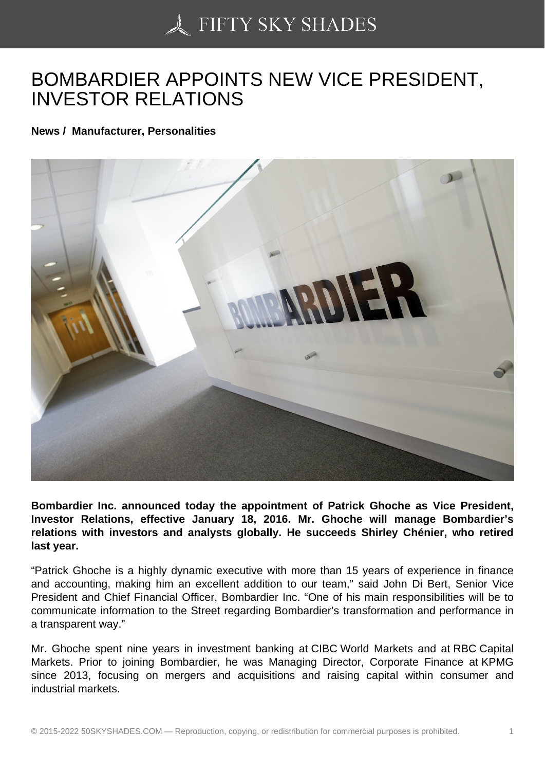# BOMBARDIER APPOINTS NEW VICE PRESIDENT, INVESTOR RELATIONS

**News / Manufacturer, Personalities**

**Bombardier Inc. announced today the appointment of Patrick Ghoche as Vice President, Investor Relations, effective January 18, 2016. Mr. Ghoche will manage Bombardier's relations with investors and analysts globally. He succeeds Shirley Chénier, who retired last year.**

"Patrick Ghoche is a highly dynamic executive with more than 15 years of experience in finance and accounting, making him an excellent addition to our team," said John Di Bert, Senior Vice President and Chief Financial Officer, Bombardier Inc. "One of his main responsibilities will be to communicate information to the Street regarding Bombardier's transformation and performance in a transparent way."

Mr. Ghoche spent nine years in investment banking at CIBC World Markets and at RBC Capital Markets. Prior to joining Bombardier, he was Managing Director, Corporate Finance at KPMG since 2013, focusing on mergers and acquisitions and raising capital within consumer and industrial markets.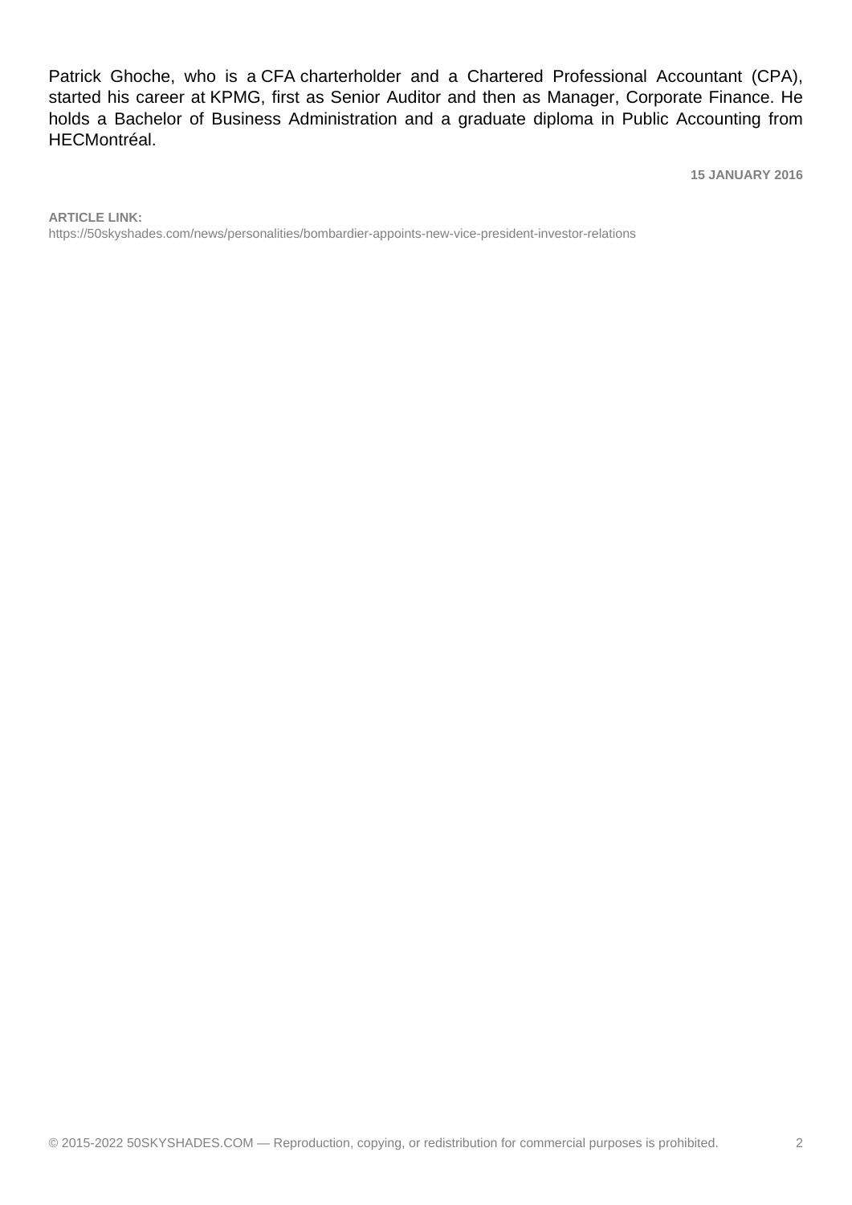Patrick Ghoche, who is a CFA charterholder and a Chartered Professional Accountant (CPA), started his career at KPMG, first as Senior Auditor and then as Manager, Corporate Finance. He holds a Bachelor of Business Administration and a graduate diploma in Public Accounting from HECMontréal.

**15 JANUARY 2016**

**ARTICLE LINK:**
https://50skyshades.com/news/personalities/bombardier-appoints-new-vice-president-investor-relations